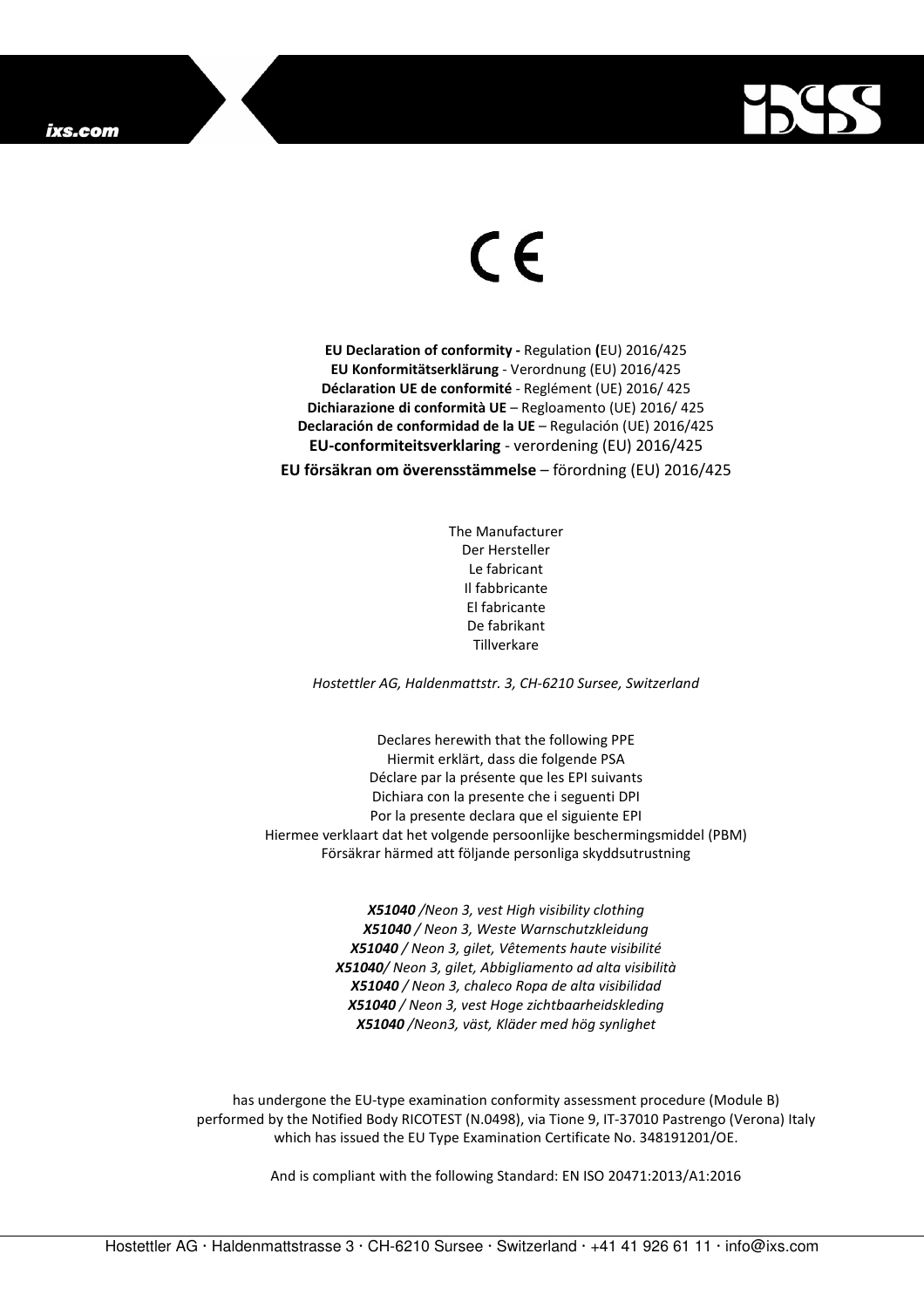ixs.com

CE

**EU Declaration of conformity -** Regulation **(**EU) 2016/425
**EU Konformitätserklärung** - Verordnung (EU) 2016/425
**Déclaration UE de conformité** - Reglément (UE) 2016/ 425
**Dichiarazione di conformità UE** – Regloamento (UE) 2016/ 425
**Declaración de conformidad de la UE** – Regulación (UE) 2016/425
**EU-conformiteitsverklaring** - verordening (EU) 2016/425
**EU försäkran om överensstämmelse** – förordning (EU) 2016/425

The Manufacturer
Der Hersteller
Le fabricant
Il fabbricante
El fabricante
De fabrikant
Tillverkare

*Hostettler AG, Haldenmattstr. 3, CH-6210 Sursee, Switzerland*

Declares herewith that the following PPE
Hiermit erklärt, dass die folgende PSA
Déclare par la présente que les EPI suivants
Dichiara con la presente che i seguenti DPI
Por la presente declara que el siguiente EPI
Hiermee verklaart dat het volgende persoonlijke beschermingsmiddel (PBM)
Försäkrar härmed att följande personliga skyddsutrustning

***X51040*** */Neon 3, vest High visibility clothing*
***X51040*** */ Neon 3, Weste Warnschutzkleidung*
***X51040*** */ Neon 3, gilet, Vêtements haute visibilité*
***X51040****/ Neon 3, gilet, Abbigliamento ad alta visibilità*
***X51040*** */ Neon 3, chaleco Ropa de alta visibilidad*
***X51040*** */ Neon 3, vest Hoge zichtbaarheidskleding*
***X51040*** */Neon3, väst, Kläder med hög synlighet*

has undergone the EU-type examination conformity assessment procedure (Module B) performed by the Notified Body RICOTEST (N.0498), via Tione 9, IT-37010 Pastrengo (Verona) Italy which has issued the EU Type Examination Certificate No. 348191201/OE.

And is compliant with the following Standard: EN ISO 20471:2013/A1:2016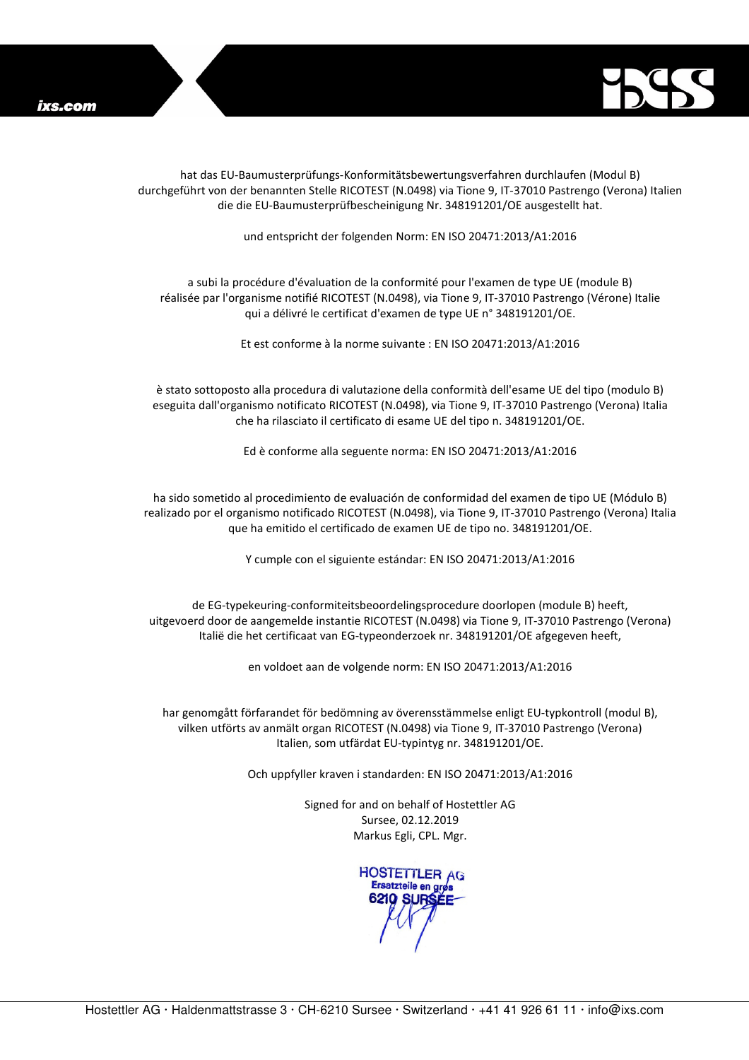hat das EU-Baumusterprüfungs-Konformitätsbewertungsverfahren durchlaufen (Modul B) durchgeführt von der benannten Stelle RICOTEST (N.0498) via Tione 9, IT-37010 Pastrengo (Verona) Italien die die EU-Baumusterprüfbescheinigung Nr. 348191201/OE ausgestellt hat.

und entspricht der folgenden Norm: EN ISO 20471:2013/A1:2016

a subi la procédure d'évaluation de la conformité pour l'examen de type UE (module B) réalisée par l'organisme notifié RICOTEST (N.0498), via Tione 9, IT-37010 Pastrengo (Vérone) Italie qui a délivré le certificat d'examen de type UE n° 348191201/OE.

Et est conforme à la norme suivante : EN ISO 20471:2013/A1:2016

è stato sottoposto alla procedura di valutazione della conformità dell'esame UE del tipo (modulo B) eseguita dall'organismo notificato RICOTEST (N.0498), via Tione 9, IT-37010 Pastrengo (Verona) Italia che ha rilasciato il certificato di esame UE del tipo n. 348191201/OE.

Ed è conforme alla seguente norma: EN ISO 20471:2013/A1:2016

ha sido sometido al procedimiento de evaluación de conformidad del examen de tipo UE (Módulo B) realizado por el organismo notificado RICOTEST (N.0498), via Tione 9, IT-37010 Pastrengo (Verona) Italia que ha emitido el certificado de examen UE de tipo no. 348191201/OE.

Y cumple con el siguiente estándar: EN ISO 20471:2013/A1:2016

de EG-typekeuring-conformiteitsbeoordelingsprocedure doorlopen (module B) heeft, uitgevoerd door de aangemelde instantie RICOTEST (N.0498) via Tione 9, IT-37010 Pastrengo (Verona) Italië die het certificaat van EG-typeonderzoek nr. 348191201/OE afgegeven heeft,

en voldoet aan de volgende norm: EN ISO 20471:2013/A1:2016

har genomgått förfarandet för bedömning av överensstämmelse enligt EU-typkontroll (modul B), vilken utförts av anmält organ RICOTEST (N.0498) via Tione 9, IT-37010 Pastrengo (Verona) Italien, som utfärdat EU-typintyg nr. 348191201/OE.

Och uppfyller kraven i standarden: EN ISO 20471:2013/A1:2016

Signed for and on behalf of Hostettler AG
Sursee, 02.12.2019
Markus Egli, CPL. Mgr.

HOSTETTLER AG
Ersatzteile en gros
6210 SURSEE